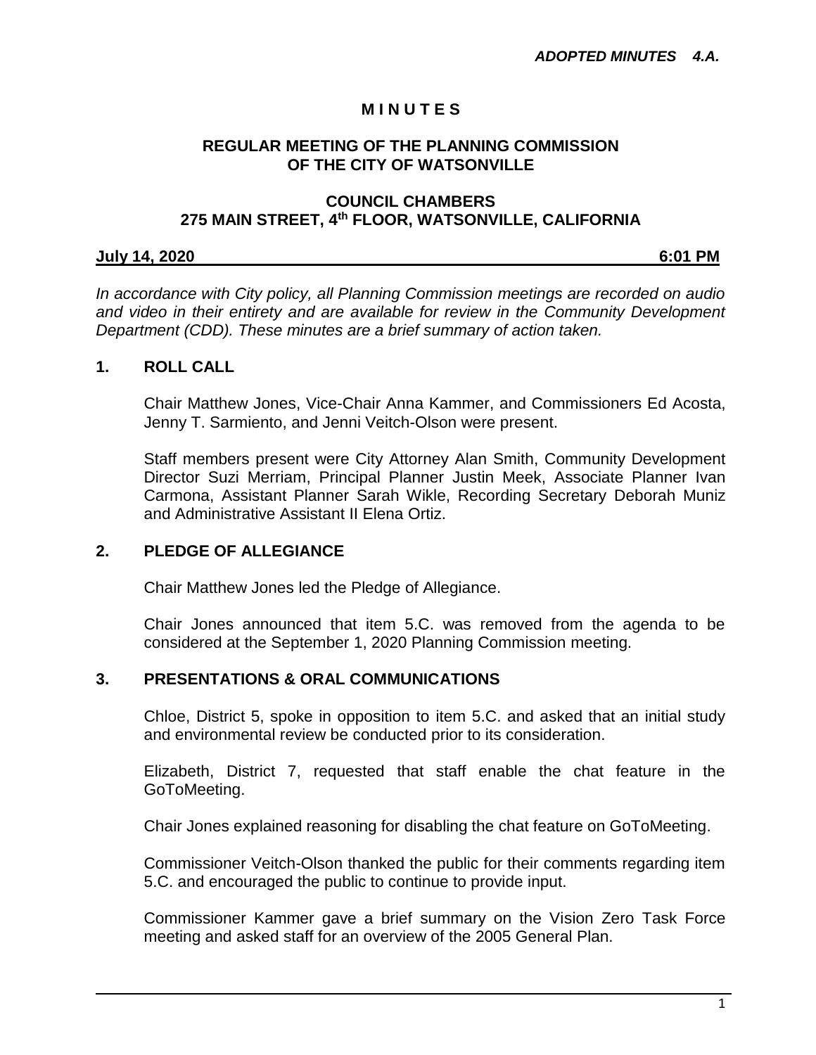*ADOPTED MINUTES 4.A.*

# M I N U T E S

## REGULAR MEETING OF THE PLANNING COMMISSION OF THE CITY OF WATSONVILLE

## COUNCIL CHAMBERS 275 MAIN STREET, 4th FLOOR, WATSONVILLE, CALIFORNIA

**July 14, 2020 6:01 PM**

*In accordance with City policy, all Planning Commission meetings are recorded on audio and video in their entirety and are available for review in the Community Development Department (CDD). These minutes are a brief summary of action taken.*

## 1. ROLL CALL

Chair Matthew Jones, Vice-Chair Anna Kammer, and Commissioners Ed Acosta, Jenny T. Sarmiento, and Jenni Veitch-Olson were present.

Staff members present were City Attorney Alan Smith, Community Development Director Suzi Merriam, Principal Planner Justin Meek, Associate Planner Ivan Carmona, Assistant Planner Sarah Wikle, Recording Secretary Deborah Muniz and Administrative Assistant II Elena Ortiz.

## 2. PLEDGE OF ALLEGIANCE

Chair Matthew Jones led the Pledge of Allegiance.

Chair Jones announced that item 5.C. was removed from the agenda to be considered at the September 1, 2020 Planning Commission meeting.

## 3. PRESENTATIONS & ORAL COMMUNICATIONS

Chloe, District 5, spoke in opposition to item 5.C. and asked that an initial study and environmental review be conducted prior to its consideration.

Elizabeth, District 7, requested that staff enable the chat feature in the GoToMeeting.

Chair Jones explained reasoning for disabling the chat feature on GoToMeeting.

Commissioner Veitch-Olson thanked the public for their comments regarding item 5.C. and encouraged the public to continue to provide input.

Commissioner Kammer gave a brief summary on the Vision Zero Task Force meeting and asked staff for an overview of the 2005 General Plan.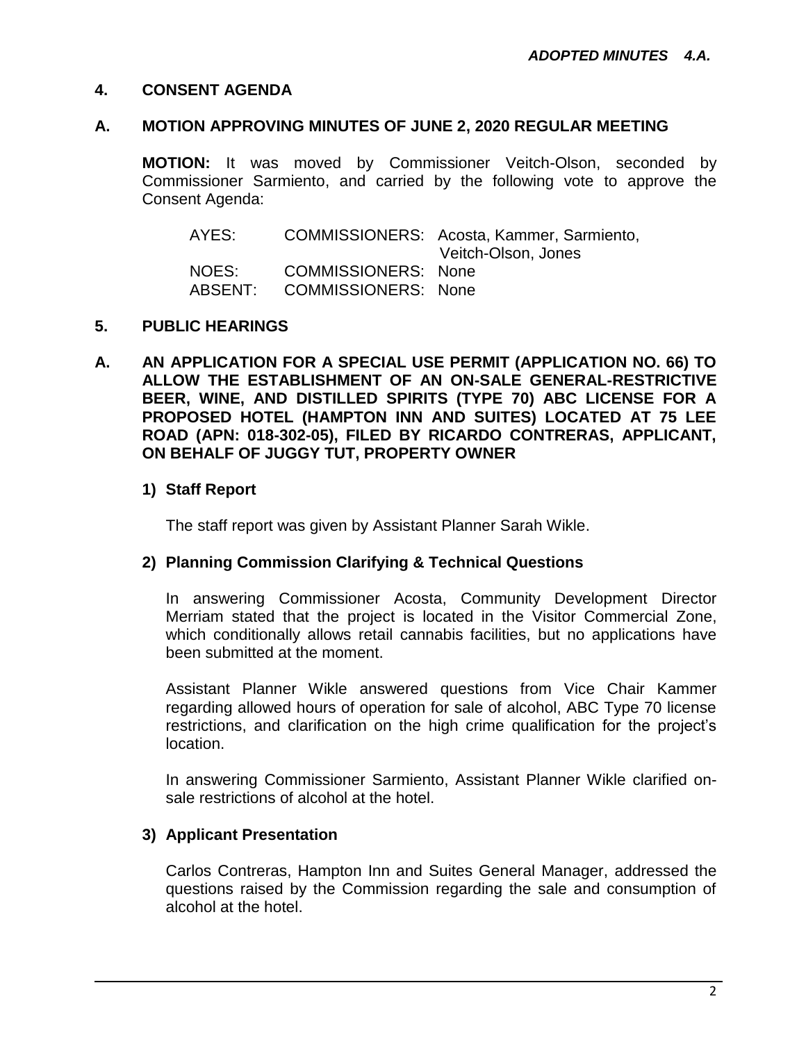*ADOPTED MINUTES 4.A.*

## 4. CONSENT AGENDA

### A. MOTION APPROVING MINUTES OF JUNE 2, 2020 REGULAR MEETING

**MOTION:** It was moved by Commissioner Veitch-Olson, seconded by Commissioner Sarmiento, and carried by the following vote to approve the Consent Agenda:

| | | |
|---|---|---|
| AYES: | COMMISSIONERS: | Acosta, Kammer, Sarmiento, Veitch-Olson, Jones |
| NOES: | COMMISSIONERS: | None |
| ABSENT: | COMMISSIONERS: | None |

## 5. PUBLIC HEARINGS

### A. AN APPLICATION FOR A SPECIAL USE PERMIT (APPLICATION NO. 66) TO ALLOW THE ESTABLISHMENT OF AN ON-SALE GENERAL-RESTRICTIVE BEER, WINE, AND DISTILLED SPIRITS (TYPE 70) ABC LICENSE FOR A PROPOSED HOTEL (HAMPTON INN AND SUITES) LOCATED AT 75 LEE ROAD (APN: 018-302-05), FILED BY RICARDO CONTRERAS, APPLICANT, ON BEHALF OF JUGGY TUT, PROPERTY OWNER

#### 1) Staff Report

The staff report was given by Assistant Planner Sarah Wikle.

#### 2) Planning Commission Clarifying & Technical Questions

In answering Commissioner Acosta, Community Development Director Merriam stated that the project is located in the Visitor Commercial Zone, which conditionally allows retail cannabis facilities, but no applications have been submitted at the moment.

Assistant Planner Wikle answered questions from Vice Chair Kammer regarding allowed hours of operation for sale of alcohol, ABC Type 70 license restrictions, and clarification on the high crime qualification for the project's location.

In answering Commissioner Sarmiento, Assistant Planner Wikle clarified on-sale restrictions of alcohol at the hotel.

#### 3) Applicant Presentation

Carlos Contreras, Hampton Inn and Suites General Manager, addressed the questions raised by the Commission regarding the sale and consumption of alcohol at the hotel.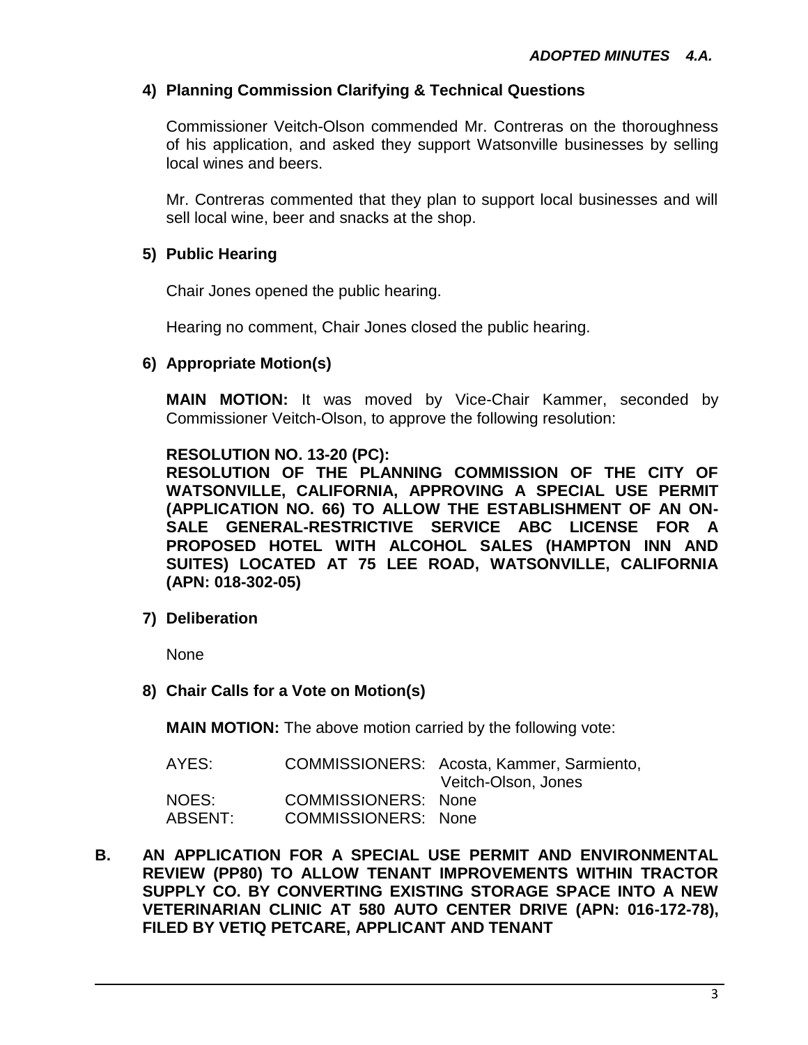**4) Planning Commission Clarifying & Technical Questions**

Commissioner Veitch-Olson commended Mr. Contreras on the thoroughness of his application, and asked they support Watsonville businesses by selling local wines and beers.

Mr. Contreras commented that they plan to support local businesses and will sell local wine, beer and snacks at the shop.

**5) Public Hearing**

Chair Jones opened the public hearing.

Hearing no comment, Chair Jones closed the public hearing.

**6) Appropriate Motion(s)**

**MAIN MOTION:** It was moved by Vice-Chair Kammer, seconded by Commissioner Veitch-Olson, to approve the following resolution:

**RESOLUTION NO. 13-20 (PC):**
**RESOLUTION OF THE PLANNING COMMISSION OF THE CITY OF WATSONVILLE, CALIFORNIA, APPROVING A SPECIAL USE PERMIT (APPLICATION NO. 66) TO ALLOW THE ESTABLISHMENT OF AN ON-SALE GENERAL-RESTRICTIVE SERVICE ABC LICENSE FOR A PROPOSED HOTEL WITH ALCOHOL SALES (HAMPTON INN AND SUITES) LOCATED AT 75 LEE ROAD, WATSONVILLE, CALIFORNIA (APN: 018-302-05)**

**7) Deliberation**

None

**8) Chair Calls for a Vote on Motion(s)**

**MAIN MOTION:** The above motion carried by the following vote:

AYES: COMMISSIONERS: Acosta, Kammer, Sarmiento, Veitch-Olson, Jones
NOES: COMMISSIONERS: None
ABSENT: COMMISSIONERS: None

**B. AN APPLICATION FOR A SPECIAL USE PERMIT AND ENVIRONMENTAL REVIEW (PP80) TO ALLOW TENANT IMPROVEMENTS WITHIN TRACTOR SUPPLY CO. BY CONVERTING EXISTING STORAGE SPACE INTO A NEW VETERINARIAN CLINIC AT 580 AUTO CENTER DRIVE (APN: 016-172-78), FILED BY VETIQ PETCARE, APPLICANT AND TENANT**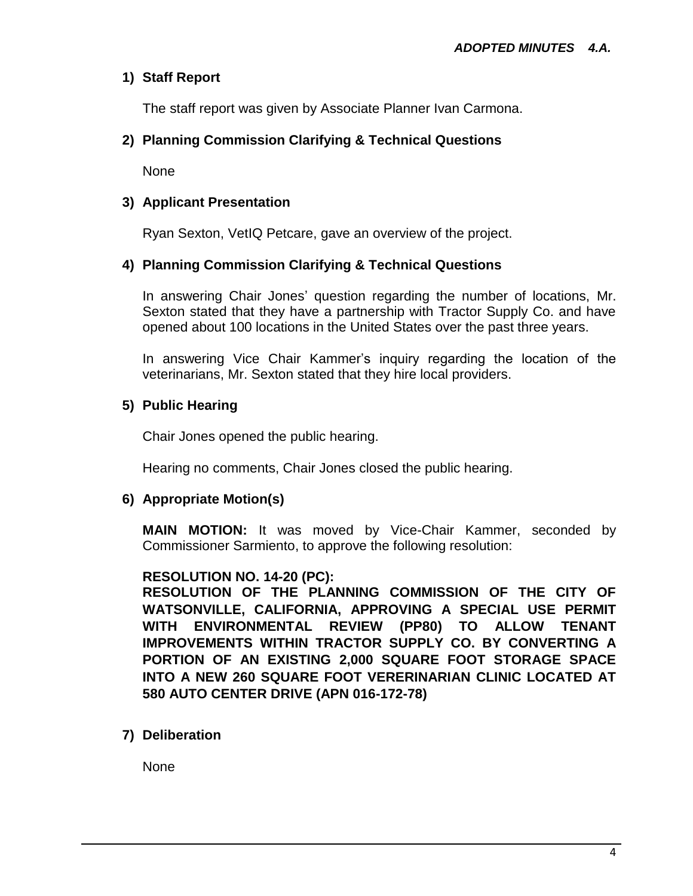***ADOPTED MINUTES 4.A.***

**1) Staff Report**

The staff report was given by Associate Planner Ivan Carmona.

**2) Planning Commission Clarifying & Technical Questions**

None

**3) Applicant Presentation**

Ryan Sexton, VetIQ Petcare, gave an overview of the project.

**4) Planning Commission Clarifying & Technical Questions**

In answering Chair Jones' question regarding the number of locations, Mr. Sexton stated that they have a partnership with Tractor Supply Co. and have opened about 100 locations in the United States over the past three years.

In answering Vice Chair Kammer's inquiry regarding the location of the veterinarians, Mr. Sexton stated that they hire local providers.

**5) Public Hearing**

Chair Jones opened the public hearing.

Hearing no comments, Chair Jones closed the public hearing.

**6) Appropriate Motion(s)**

**MAIN MOTION:** It was moved by Vice-Chair Kammer, seconded by Commissioner Sarmiento, to approve the following resolution:

**RESOLUTION NO. 14-20 (PC):**
**RESOLUTION OF THE PLANNING COMMISSION OF THE CITY OF WATSONVILLE, CALIFORNIA, APPROVING A SPECIAL USE PERMIT WITH ENVIRONMENTAL REVIEW (PP80) TO ALLOW TENANT IMPROVEMENTS WITHIN TRACTOR SUPPLY CO. BY CONVERTING A PORTION OF AN EXISTING 2,000 SQUARE FOOT STORAGE SPACE INTO A NEW 260 SQUARE FOOT VERERINARIAN CLINIC LOCATED AT 580 AUTO CENTER DRIVE (APN 016-172-78)**

**7) Deliberation**

None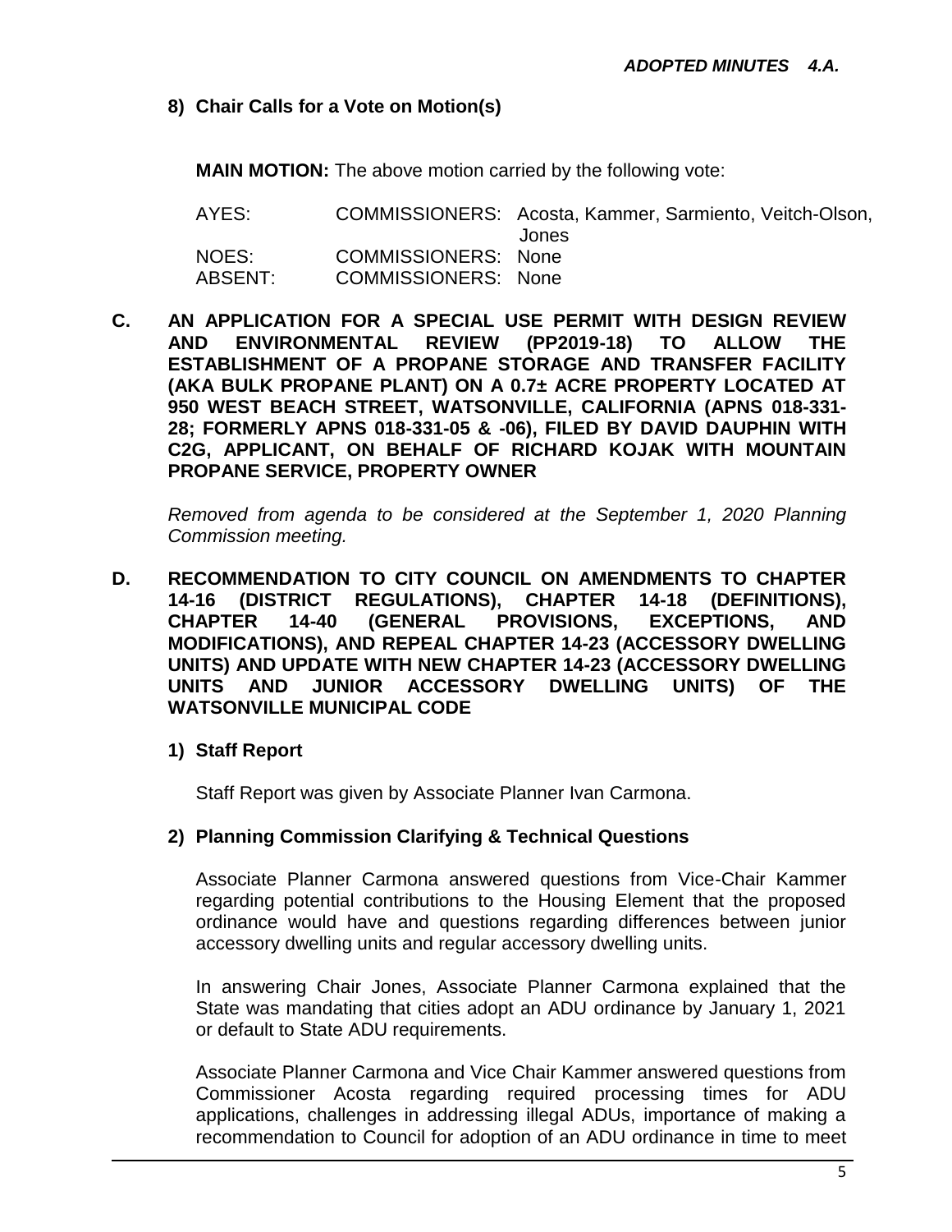**8) Chair Calls for a Vote on Motion(s)**

**MAIN MOTION:** The above motion carried by the following vote:

| | | |
|---|---|---|
| AYES: | COMMISSIONERS: | Acosta, Kammer, Sarmiento, Veitch-Olson, Jones |
| NOES: | COMMISSIONERS: | None |
| ABSENT: | COMMISSIONERS: | None |

**C. AN APPLICATION FOR A SPECIAL USE PERMIT WITH DESIGN REVIEW AND ENVIRONMENTAL REVIEW (PP2019-18) TO ALLOW THE ESTABLISHMENT OF A PROPANE STORAGE AND TRANSFER FACILITY (AKA BULK PROPANE PLANT) ON A 0.7± ACRE PROPERTY LOCATED AT 950 WEST BEACH STREET, WATSONVILLE, CALIFORNIA (APNS 018-331-28; FORMERLY APNS 018-331-05 & -06), FILED BY DAVID DAUPHIN WITH C2G, APPLICANT, ON BEHALF OF RICHARD KOJAK WITH MOUNTAIN PROPANE SERVICE, PROPERTY OWNER**

*Removed from agenda to be considered at the September 1, 2020 Planning Commission meeting.*

**D. RECOMMENDATION TO CITY COUNCIL ON AMENDMENTS TO CHAPTER 14-16 (DISTRICT REGULATIONS), CHAPTER 14-18 (DEFINITIONS), CHAPTER 14-40 (GENERAL PROVISIONS, EXCEPTIONS, AND MODIFICATIONS), AND REPEAL CHAPTER 14-23 (ACCESSORY DWELLING UNITS) AND UPDATE WITH NEW CHAPTER 14-23 (ACCESSORY DWELLING UNITS AND JUNIOR ACCESSORY DWELLING UNITS) OF THE WATSONVILLE MUNICIPAL CODE**

**1) Staff Report**

Staff Report was given by Associate Planner Ivan Carmona.

**2) Planning Commission Clarifying & Technical Questions**

Associate Planner Carmona answered questions from Vice-Chair Kammer regarding potential contributions to the Housing Element that the proposed ordinance would have and questions regarding differences between junior accessory dwelling units and regular accessory dwelling units.

In answering Chair Jones, Associate Planner Carmona explained that the State was mandating that cities adopt an ADU ordinance by January 1, 2021 or default to State ADU requirements.

Associate Planner Carmona and Vice Chair Kammer answered questions from Commissioner Acosta regarding required processing times for ADU applications, challenges in addressing illegal ADUs, importance of making a recommendation to Council for adoption of an ADU ordinance in time to meet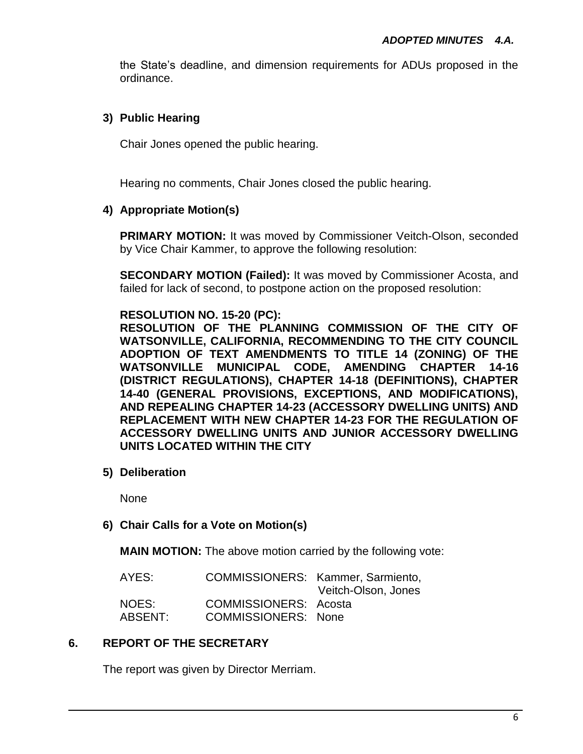the State's deadline, and dimension requirements for ADUs proposed in the ordinance.

**3) Public Hearing**

Chair Jones opened the public hearing.

Hearing no comments, Chair Jones closed the public hearing.

**4) Appropriate Motion(s)**

**PRIMARY MOTION:** It was moved by Commissioner Veitch-Olson, seconded by Vice Chair Kammer, to approve the following resolution:

**SECONDARY MOTION (Failed):** It was moved by Commissioner Acosta, and failed for lack of second, to postpone action on the proposed resolution:

**RESOLUTION NO. 15-20 (PC):**
**RESOLUTION OF THE PLANNING COMMISSION OF THE CITY OF WATSONVILLE, CALIFORNIA, RECOMMENDING TO THE CITY COUNCIL ADOPTION OF TEXT AMENDMENTS TO TITLE 14 (ZONING) OF THE WATSONVILLE MUNICIPAL CODE, AMENDING CHAPTER 14-16 (DISTRICT REGULATIONS), CHAPTER 14-18 (DEFINITIONS), CHAPTER 14-40 (GENERAL PROVISIONS, EXCEPTIONS, AND MODIFICATIONS), AND REPEALING CHAPTER 14-23 (ACCESSORY DWELLING UNITS) AND REPLACEMENT WITH NEW CHAPTER 14-23 FOR THE REGULATION OF ACCESSORY DWELLING UNITS AND JUNIOR ACCESSORY DWELLING UNITS LOCATED WITHIN THE CITY**

**5) Deliberation**

None

**6) Chair Calls for a Vote on Motion(s)**

**MAIN MOTION:** The above motion carried by the following vote:

AYES: COMMISSIONERS: Kammer, Sarmiento, Veitch-Olson, Jones
NOES: COMMISSIONERS: Acosta
ABSENT: COMMISSIONERS: None

## 6. REPORT OF THE SECRETARY

The report was given by Director Merriam.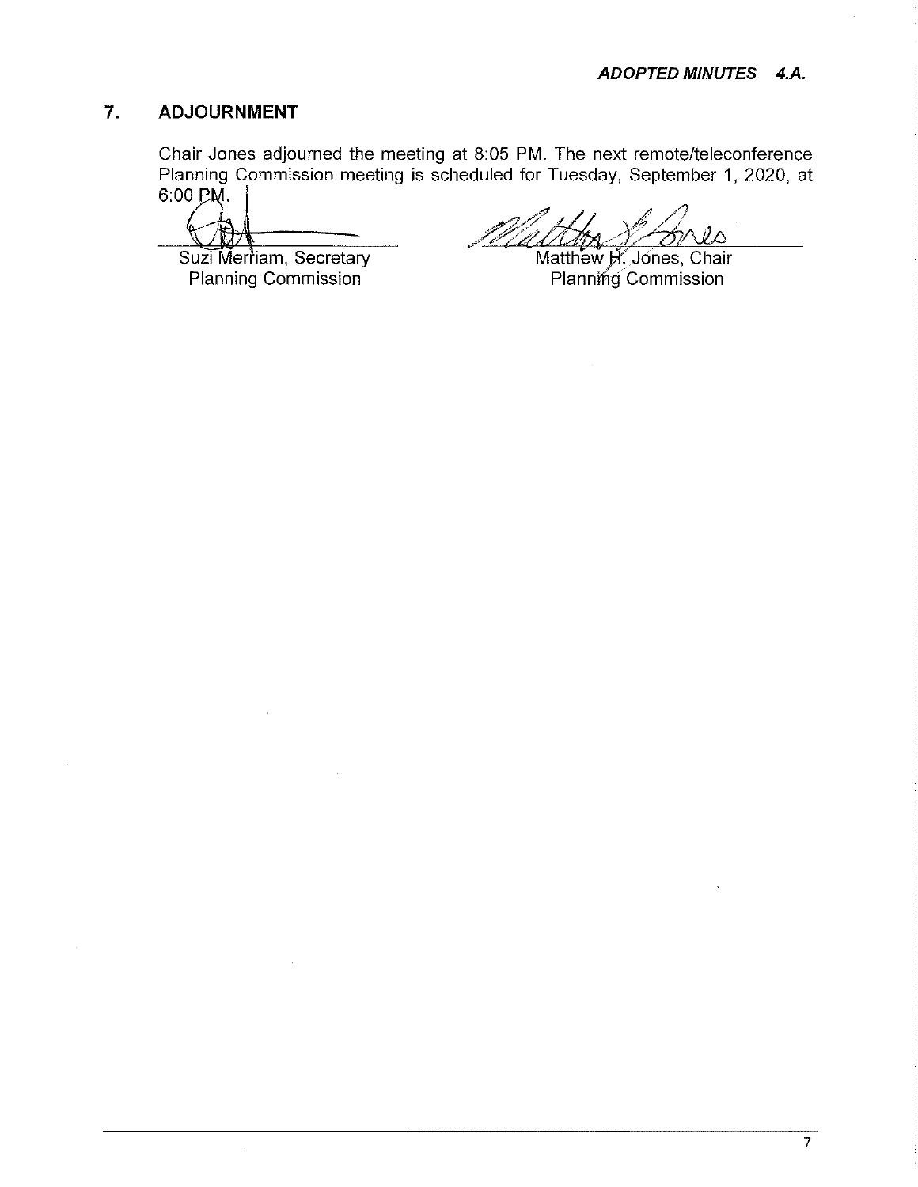***ADOPTED MINUTES 4.A.***

## 7. ADJOURNMENT

Chair Jones adjourned the meeting at 8:05 PM. The next remote/teleconference Planning Commission meeting is scheduled for Tuesday, September 1, 2020, at 6:00 PM.

Suzi Merriam, Secretary
Planning Commission

Matthew H. Jones, Chair
Planning Commission